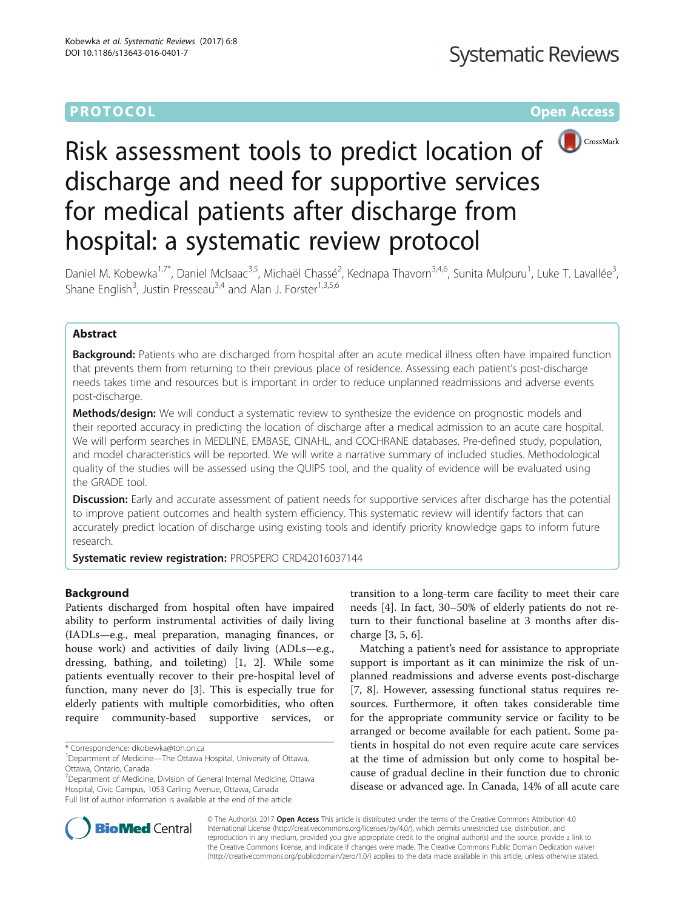PROTOCOL

Open Access

# Risk assessment tools to predict location of discharge and need for supportive services for medical patients after discharge from hospital: a systematic review protocol

Daniel M. Kobewka[1,7*], Daniel McIsaac[3,5], Michaël Chassé[2], Kednapa Thavorn[3,4,6], Sunita Mulpuru[1], Luke T. Lavallée[3], Shane English[3], Justin Presseau[3,4] and Alan J. Forster[1,3,5,6]

## Abstract

**Background:** Patients who are discharged from hospital after an acute medical illness often have impaired function that prevents them from returning to their previous place of residence. Assessing each patient's post-discharge needs takes time and resources but is important in order to reduce unplanned readmissions and adverse events post-discharge.

**Methods/design:** We will conduct a systematic review to synthesize the evidence on prognostic models and their reported accuracy in predicting the location of discharge after a medical admission to an acute care hospital. We will perform searches in MEDLINE, EMBASE, CINAHL, and COCHRANE databases. Pre-defined study, population, and model characteristics will be reported. We will write a narrative summary of included studies. Methodological quality of the studies will be assessed using the QUIPS tool, and the quality of evidence will be evaluated using the GRADE tool.

**Discussion:** Early and accurate assessment of patient needs for supportive services after discharge has the potential to improve patient outcomes and health system efficiency. This systematic review will identify factors that can accurately predict location of discharge using existing tools and identify priority knowledge gaps to inform future research.

**Systematic review registration:** PROSPERO CRD42016037144

## Background

Patients discharged from hospital often have impaired ability to perform instrumental activities of daily living (IADLs—e.g., meal preparation, managing finances, or house work) and activities of daily living (ADLs—e.g., dressing, bathing, and toileting) [1, 2]. While some patients eventually recover to their pre-hospital level of function, many never do [3]. This is especially true for elderly patients with multiple comorbidities, who often require community-based supportive services, or transition to a long-term care facility to meet their care needs [4]. In fact, 30–50% of elderly patients do not return to their functional baseline at 3 months after discharge [3, 5, 6].

Matching a patient's need for assistance to appropriate support is important as it can minimize the risk of unplanned readmissions and adverse events post-discharge [7, 8]. However, assessing functional status requires resources. Furthermore, it often takes considerable time for the appropriate community service or facility to be arranged or become available for each patient. Some patients in hospital do not even require acute care services at the time of admission but only come to hospital because of gradual decline in their function due to chronic disease or advanced age. In Canada, 14% of all acute care

\* Correspondence: dkobewka@toh.on.ca
[1]Department of Medicine—The Ottawa Hospital, University of Ottawa, Ottawa, Ontario, Canada
[7]Department of Medicine, Division of General Internal Medicine, Ottawa Hospital, Civic Campus, 1053 Carling Avenue, Ottawa, Canada
Full list of author information is available at the end of the article

© The Author(s). 2017 **Open Access** This article is distributed under the terms of the Creative Commons Attribution 4.0 International License (http://creativecommons.org/licenses/by/4.0/), which permits unrestricted use, distribution, and reproduction in any medium, provided you give appropriate credit to the original author(s) and the source, provide a link to the Creative Commons license, and indicate if changes were made. The Creative Commons Public Domain Dedication waiver (http://creativecommons.org/publicdomain/zero/1.0/) applies to the data made available in this article, unless otherwise stated.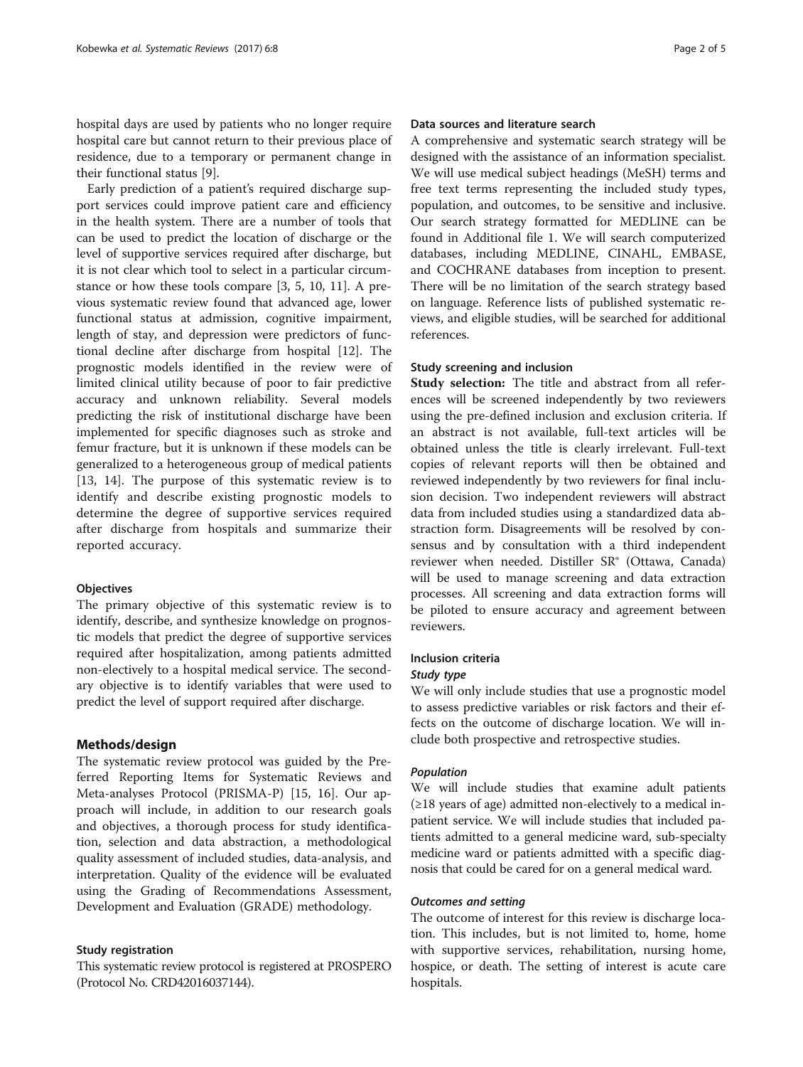hospital days are used by patients who no longer require hospital care but cannot return to their previous place of residence, due to a temporary or permanent change in their functional status [9].

Early prediction of a patient's required discharge support services could improve patient care and efficiency in the health system. There are a number of tools that can be used to predict the location of discharge or the level of supportive services required after discharge, but it is not clear which tool to select in a particular circumstance or how these tools compare [3, 5, 10, 11]. A previous systematic review found that advanced age, lower functional status at admission, cognitive impairment, length of stay, and depression were predictors of functional decline after discharge from hospital [12]. The prognostic models identified in the review were of limited clinical utility because of poor to fair predictive accuracy and unknown reliability. Several models predicting the risk of institutional discharge have been implemented for specific diagnoses such as stroke and femur fracture, but it is unknown if these models can be generalized to a heterogeneous group of medical patients [13, 14]. The purpose of this systematic review is to identify and describe existing prognostic models to determine the degree of supportive services required after discharge from hospitals and summarize their reported accuracy.

### Objectives

The primary objective of this systematic review is to identify, describe, and synthesize knowledge on prognostic models that predict the degree of supportive services required after hospitalization, among patients admitted non-electively to a hospital medical service. The secondary objective is to identify variables that were used to predict the level of support required after discharge.

## Methods/design

The systematic review protocol was guided by the Preferred Reporting Items for Systematic Reviews and Meta-analyses Protocol (PRISMA-P) [15, 16]. Our approach will include, in addition to our research goals and objectives, a thorough process for study identification, selection and data abstraction, a methodological quality assessment of included studies, data-analysis, and interpretation. Quality of the evidence will be evaluated using the Grading of Recommendations Assessment, Development and Evaluation (GRADE) methodology.

### Study registration

This systematic review protocol is registered at PROSPERO (Protocol No. CRD42016037144).

### Data sources and literature search

A comprehensive and systematic search strategy will be designed with the assistance of an information specialist. We will use medical subject headings (MeSH) terms and free text terms representing the included study types, population, and outcomes, to be sensitive and inclusive. Our search strategy formatted for MEDLINE can be found in Additional file 1. We will search computerized databases, including MEDLINE, CINAHL, EMBASE, and COCHRANE databases from inception to present. There will be no limitation of the search strategy based on language. Reference lists of published systematic reviews, and eligible studies, will be searched for additional references.

### Study screening and inclusion

**Study selection:** The title and abstract from all references will be screened independently by two reviewers using the pre-defined inclusion and exclusion criteria. If an abstract is not available, full-text articles will be obtained unless the title is clearly irrelevant. Full-text copies of relevant reports will then be obtained and reviewed independently by two reviewers for final inclusion decision. Two independent reviewers will abstract data from included studies using a standardized data abstraction form. Disagreements will be resolved by consensus and by consultation with a third independent reviewer when needed. Distiller SR® (Ottawa, Canada) will be used to manage screening and data extraction processes. All screening and data extraction forms will be piloted to ensure accuracy and agreement between reviewers.

### Inclusion criteria

#### *Study type*

We will only include studies that use a prognostic model to assess predictive variables or risk factors and their effects on the outcome of discharge location. We will include both prospective and retrospective studies.

#### *Population*

We will include studies that examine adult patients (≥18 years of age) admitted non-electively to a medical inpatient service. We will include studies that included patients admitted to a general medicine ward, sub-specialty medicine ward or patients admitted with a specific diagnosis that could be cared for on a general medical ward.

#### *Outcomes and setting*

The outcome of interest for this review is discharge location. This includes, but is not limited to, home, home with supportive services, rehabilitation, nursing home, hospice, or death. The setting of interest is acute care hospitals.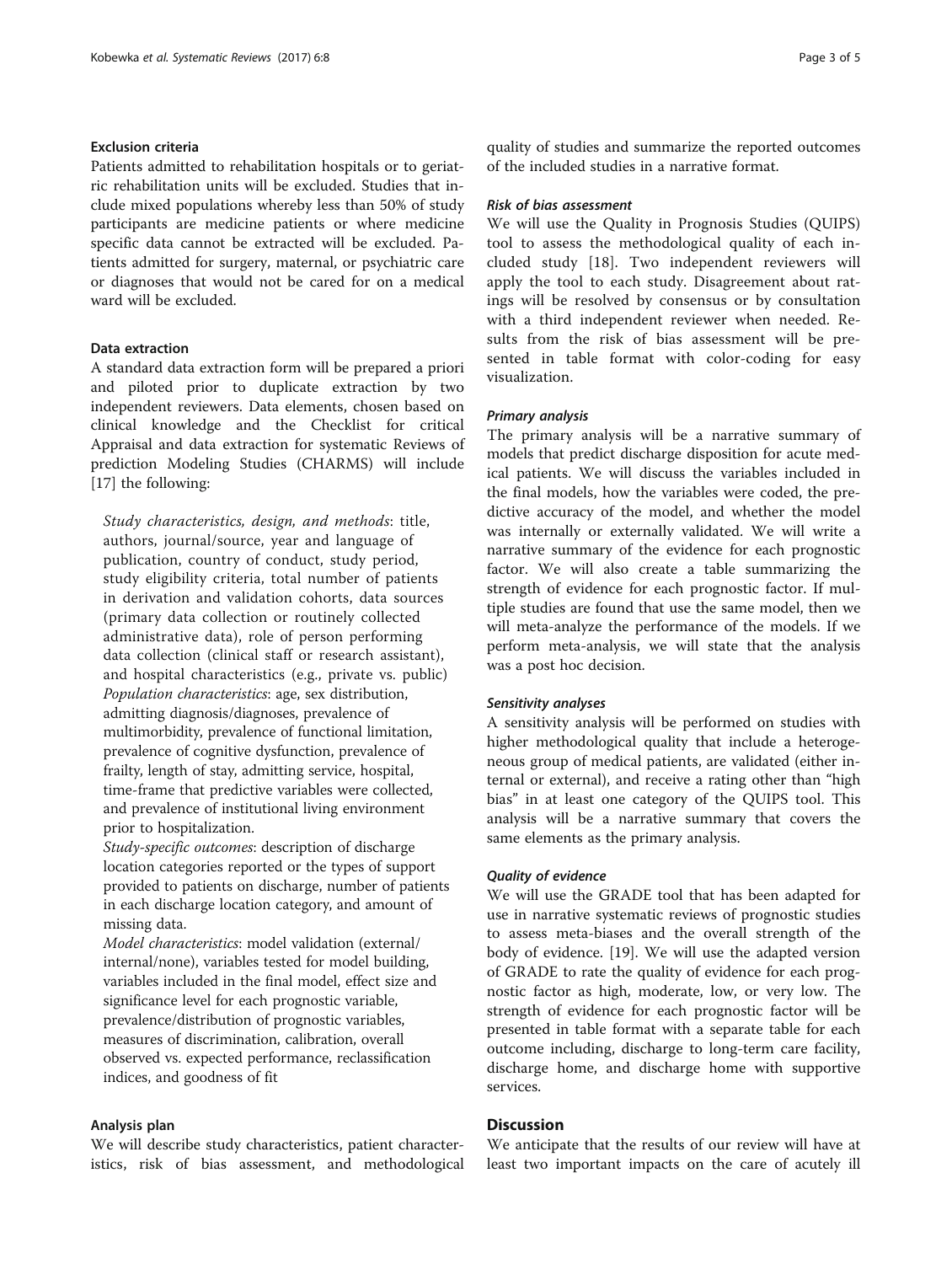### Exclusion criteria

Patients admitted to rehabilitation hospitals or to geriatric rehabilitation units will be excluded. Studies that include mixed populations whereby less than 50% of study participants are medicine patients or where medicine specific data cannot be extracted will be excluded. Patients admitted for surgery, maternal, or psychiatric care or diagnoses that would not be cared for on a medical ward will be excluded.

### Data extraction

A standard data extraction form will be prepared a priori and piloted prior to duplicate extraction by two independent reviewers. Data elements, chosen based on clinical knowledge and the Checklist for critical Appraisal and data extraction for systematic Reviews of prediction Modeling Studies (CHARMS) will include [17] the following:

*Study characteristics, design, and methods*: title, authors, journal/source, year and language of publication, country of conduct, study period, study eligibility criteria, total number of patients in derivation and validation cohorts, data sources (primary data collection or routinely collected administrative data), role of person performing data collection (clinical staff or research assistant), and hospital characteristics (e.g., private vs. public)

*Population characteristics*: age, sex distribution, admitting diagnosis/diagnoses, prevalence of multimorbidity, prevalence of functional limitation, prevalence of cognitive dysfunction, prevalence of frailty, length of stay, admitting service, hospital, time-frame that predictive variables were collected, and prevalence of institutional living environment prior to hospitalization.

*Study-specific outcomes*: description of discharge location categories reported or the types of support provided to patients on discharge, number of patients in each discharge location category, and amount of missing data.

*Model characteristics*: model validation (external/internal/none), variables tested for model building, variables included in the final model, effect size and significance level for each prognostic variable, prevalence/distribution of prognostic variables, measures of discrimination, calibration, overall observed vs. expected performance, reclassification indices, and goodness of fit

### Analysis plan

We will describe study characteristics, patient characteristics, risk of bias assessment, and methodological quality of studies and summarize the reported outcomes of the included studies in a narrative format.

#### *Risk of bias assessment*

We will use the Quality in Prognosis Studies (QUIPS) tool to assess the methodological quality of each included study [18]. Two independent reviewers will apply the tool to each study. Disagreement about ratings will be resolved by consensus or by consultation with a third independent reviewer when needed. Results from the risk of bias assessment will be presented in table format with color-coding for easy visualization.

#### *Primary analysis*

The primary analysis will be a narrative summary of models that predict discharge disposition for acute medical patients. We will discuss the variables included in the final models, how the variables were coded, the predictive accuracy of the model, and whether the model was internally or externally validated. We will write a narrative summary of the evidence for each prognostic factor. We will also create a table summarizing the strength of evidence for each prognostic factor. If multiple studies are found that use the same model, then we will meta-analyze the performance of the models. If we perform meta-analysis, we will state that the analysis was a post hoc decision.

#### *Sensitivity analyses*

A sensitivity analysis will be performed on studies with higher methodological quality that include a heterogeneous group of medical patients, are validated (either internal or external), and receive a rating other than "high bias" in at least one category of the QUIPS tool. This analysis will be a narrative summary that covers the same elements as the primary analysis.

#### *Quality of evidence*

We will use the GRADE tool that has been adapted for use in narrative systematic reviews of prognostic studies to assess meta-biases and the overall strength of the body of evidence. [19]. We will use the adapted version of GRADE to rate the quality of evidence for each prognostic factor as high, moderate, low, or very low. The strength of evidence for each prognostic factor will be presented in table format with a separate table for each outcome including, discharge to long-term care facility, discharge home, and discharge home with supportive services.

## Discussion

We anticipate that the results of our review will have at least two important impacts on the care of acutely ill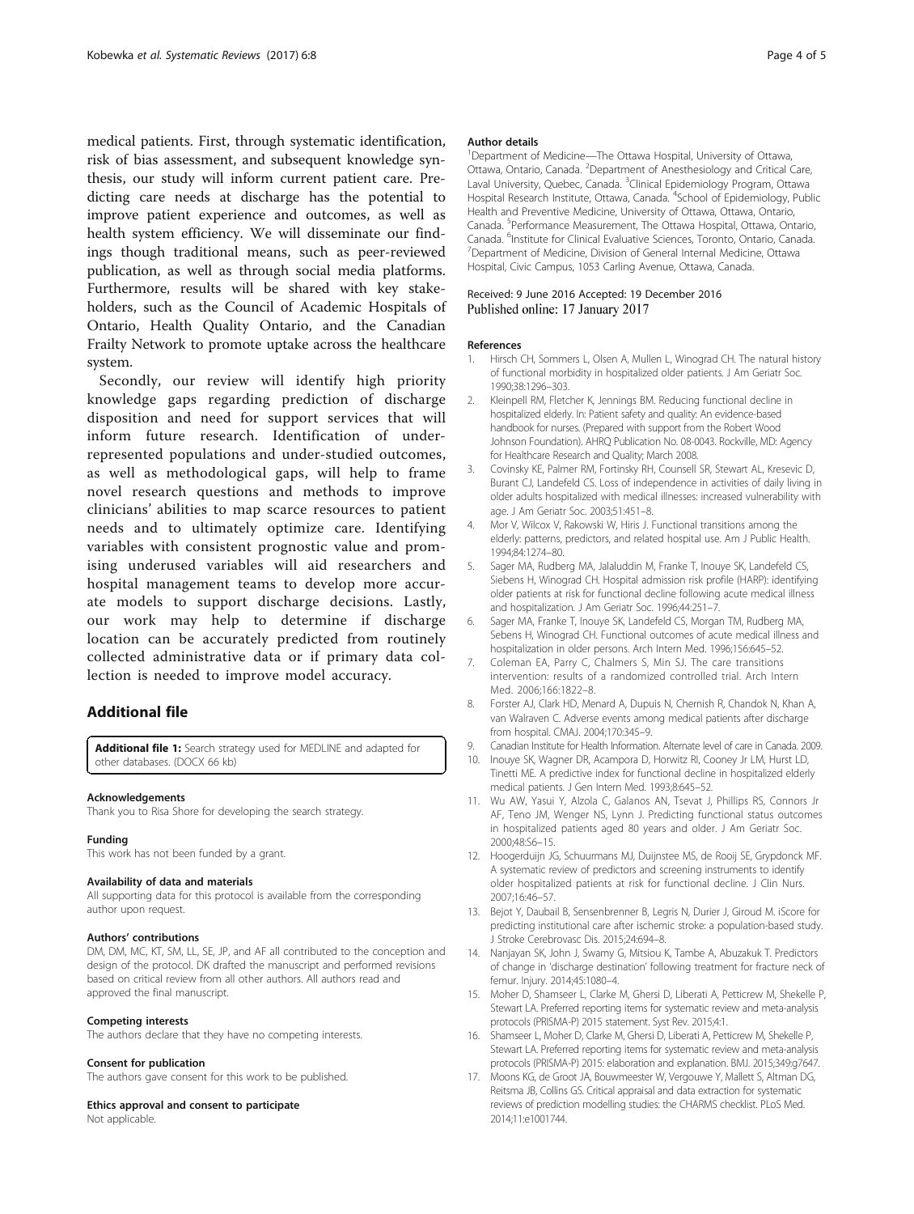medical patients. First, through systematic identification, risk of bias assessment, and subsequent knowledge synthesis, our study will inform current patient care. Predicting care needs at discharge has the potential to improve patient experience and outcomes, as well as health system efficiency. We will disseminate our findings though traditional means, such as peer-reviewed publication, as well as through social media platforms. Furthermore, results will be shared with key stakeholders, such as the Council of Academic Hospitals of Ontario, Health Quality Ontario, and the Canadian Frailty Network to promote uptake across the healthcare system.

Secondly, our review will identify high priority knowledge gaps regarding prediction of discharge disposition and need for support services that will inform future research. Identification of under-represented populations and under-studied outcomes, as well as methodological gaps, will help to frame novel research questions and methods to improve clinicians' abilities to map scarce resources to patient needs and to ultimately optimize care. Identifying variables with consistent prognostic value and promising underused variables will aid researchers and hospital management teams to develop more accurate models to support discharge decisions. Lastly, our work may help to determine if discharge location can be accurately predicted from routinely collected administrative data or if primary data collection is needed to improve model accuracy.

## Additional file

**Additional file 1:** Search strategy used for MEDLINE and adapted for other databases. (DOCX 66 kb)

### Acknowledgements
Thank you to Risa Shore for developing the search strategy.

### Funding
This work has not been funded by a grant.

### Availability of data and materials
All supporting data for this protocol is available from the corresponding author upon request.

### Authors' contributions
DM, DM, MC, KT, SM, LL, SE, JP, and AF all contributed to the conception and design of the protocol. DK drafted the manuscript and performed revisions based on critical review from all other authors. All authors read and approved the final manuscript.

### Competing interests
The authors declare that they have no competing interests.

### Consent for publication
The authors gave consent for this work to be published.

### Ethics approval and consent to participate
Not applicable.

### Author details
[1]Department of Medicine—The Ottawa Hospital, University of Ottawa, Ottawa, Ontario, Canada. [2]Department of Anesthesiology and Critical Care, Laval University, Quebec, Canada. [3]Clinical Epidemiology Program, Ottawa Hospital Research Institute, Ottawa, Canada. [4]School of Epidemiology, Public Health and Preventive Medicine, University of Ottawa, Ottawa, Ontario, Canada. [5]Performance Measurement, The Ottawa Hospital, Ottawa, Ontario, Canada. [6]Institute for Clinical Evaluative Sciences, Toronto, Ontario, Canada. [7]Department of Medicine, Division of General Internal Medicine, Ottawa Hospital, Civic Campus, 1053 Carling Avenue, Ottawa, Canada.

Received: 9 June 2016 Accepted: 19 December 2016
Published online: 17 January 2017

### References

1. Hirsch CH, Sommers L, Olsen A, Mullen L, Winograd CH. The natural history of functional morbidity in hospitalized older patients. J Am Geriatr Soc. 1990;38:1296–303.
2. Kleinpell RM, Fletcher K, Jennings BM. Reducing functional decline in hospitalized elderly. In: Patient safety and quality: An evidence-based handbook for nurses. (Prepared with support from the Robert Wood Johnson Foundation). AHRQ Publication No. 08-0043. Rockville, MD: Agency for Healthcare Research and Quality; March 2008.
3. Covinsky KE, Palmer RM, Fortinsky RH, Counsell SR, Stewart AL, Kresevic D, Burant CJ, Landefeld CS. Loss of independence in activities of daily living in older adults hospitalized with medical illnesses: increased vulnerability with age. J Am Geriatr Soc. 2003;51:451–8.
4. Mor V, Wilcox V, Rakowski W, Hiris J. Functional transitions among the elderly: patterns, predictors, and related hospital use. Am J Public Health. 1994;84:1274–80.
5. Sager MA, Rudberg MA, Jalaluddin M, Franke T, Inouye SK, Landefeld CS, Siebens H, Winograd CH. Hospital admission risk profile (HARP): identifying older patients at risk for functional decline following acute medical illness and hospitalization. J Am Geriatr Soc. 1996;44:251–7.
6. Sager MA, Franke T, Inouye SK, Landefeld CS, Morgan TM, Rudberg MA, Sebens H, Winograd CH. Functional outcomes of acute medical illness and hospitalization in older persons. Arch Intern Med. 1996;156:645–52.
7. Coleman EA, Parry C, Chalmers S, Min SJ. The care transitions intervention: results of a randomized controlled trial. Arch Intern Med. 2006;166:1822–8.
8. Forster AJ, Clark HD, Menard A, Dupuis N, Chernish R, Chandok N, Khan A, van Walraven C. Adverse events among medical patients after discharge from hospital. CMAJ. 2004;170:345–9.
9. Canadian Institute for Health Information. Alternate level of care in Canada. 2009.
10. Inouye SK, Wagner DR, Acampora D, Horwitz RI, Cooney Jr LM, Hurst LD, Tinetti ME. A predictive index for functional decline in hospitalized elderly medical patients. J Gen Intern Med. 1993;8:645–52.
11. Wu AW, Yasui Y, Alzola C, Galanos AN, Tsevat J, Phillips RS, Connors Jr AF, Teno JM, Wenger NS, Lynn J. Predicting functional status outcomes in hospitalized patients aged 80 years and older. J Am Geriatr Soc. 2000;48:S6–15.
12. Hoogerduijn JG, Schuurmans MJ, Duijnstee MS, de Rooij SE, Grypdonck MF. A systematic review of predictors and screening instruments to identify older hospitalized patients at risk for functional decline. J Clin Nurs. 2007;16:46–57.
13. Bejot Y, Daubail B, Sensenbrenner B, Legris N, Durier J, Giroud M. iScore for predicting institutional care after ischemic stroke: a population-based study. J Stroke Cerebrovasc Dis. 2015;24:694–8.
14. Nanjayan SK, John J, Swamy G, Mitsiou K, Tambe A, Abuzakuk T. Predictors of change in 'discharge destination' following treatment for fracture neck of femur. Injury. 2014;45:1080–4.
15. Moher D, Shamseer L, Clarke M, Ghersi D, Liberati A, Petticrew M, Shekelle P, Stewart LA. Preferred reporting items for systematic review and meta-analysis protocols (PRISMA-P) 2015 statement. Syst Rev. 2015;4:1.
16. Shamseer L, Moher D, Clarke M, Ghersi D, Liberati A, Petticrew M, Shekelle P, Stewart LA. Preferred reporting items for systematic review and meta-analysis protocols (PRISMA-P) 2015: elaboration and explanation. BMJ. 2015;349:g7647.
17. Moons KG, de Groot JA, Bouwmeester W, Vergouwe Y, Mallett S, Altman DG, Reitsma JB, Collins GS. Critical appraisal and data extraction for systematic reviews of prediction modelling studies: the CHARMS checklist. PLoS Med. 2014;11:e1001744.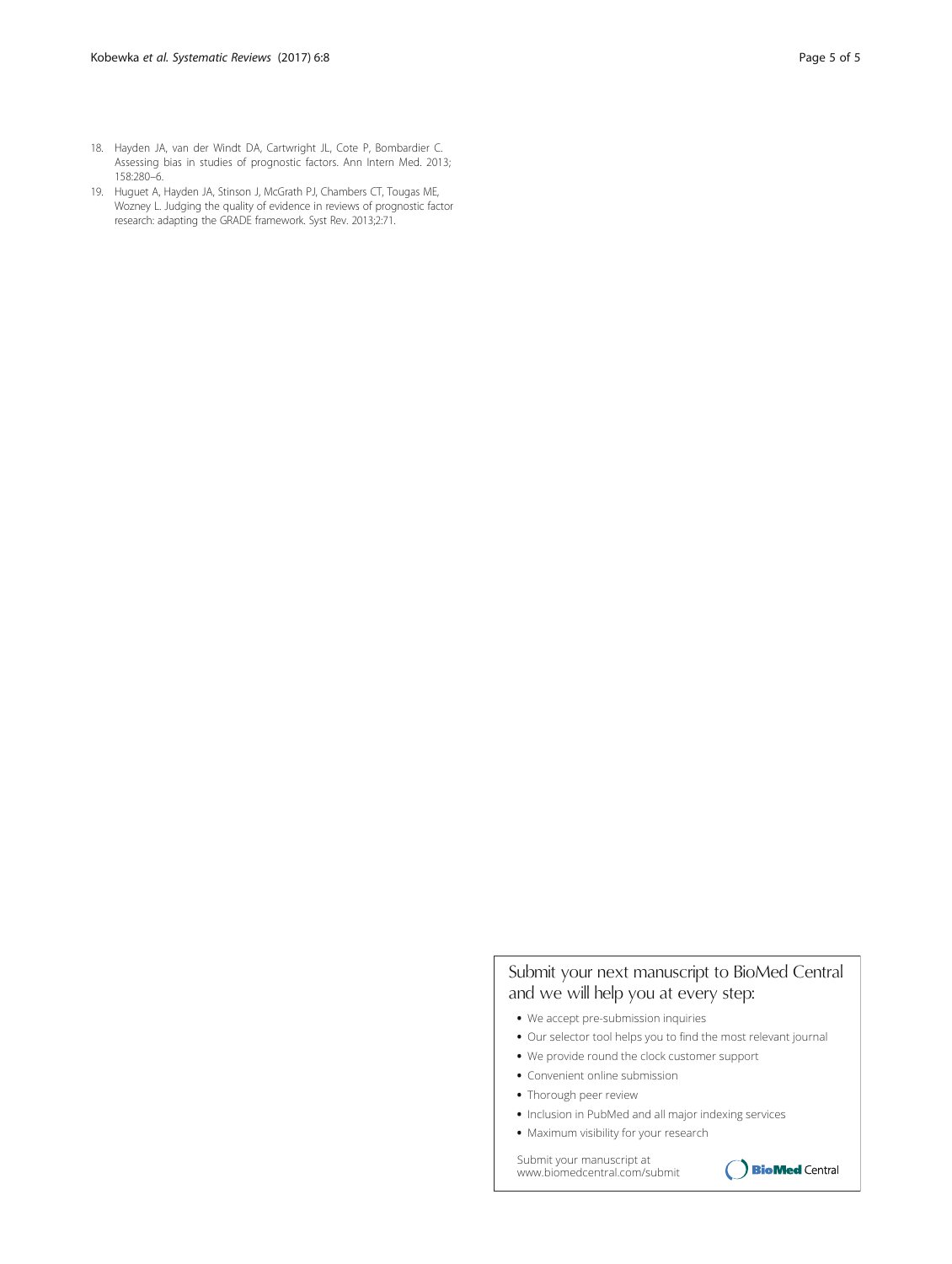18. Hayden JA, van der Windt DA, Cartwright JL, Cote P, Bombardier C. Assessing bias in studies of prognostic factors. Ann Intern Med. 2013; 158:280–6.
19. Huguet A, Hayden JA, Stinson J, McGrath PJ, Chambers CT, Tougas ME, Wozney L. Judging the quality of evidence in reviews of prognostic factor research: adapting the GRADE framework. Syst Rev. 2013;2:71.

Submit your next manuscript to BioMed Central and we will help you at every step:

- We accept pre-submission inquiries
- Our selector tool helps you to find the most relevant journal
- We provide round the clock customer support
- Convenient online submission
- Thorough peer review
- Inclusion in PubMed and all major indexing services
- Maximum visibility for your research

Submit your manuscript at www.biomedcentral.com/submit

BioMed Central